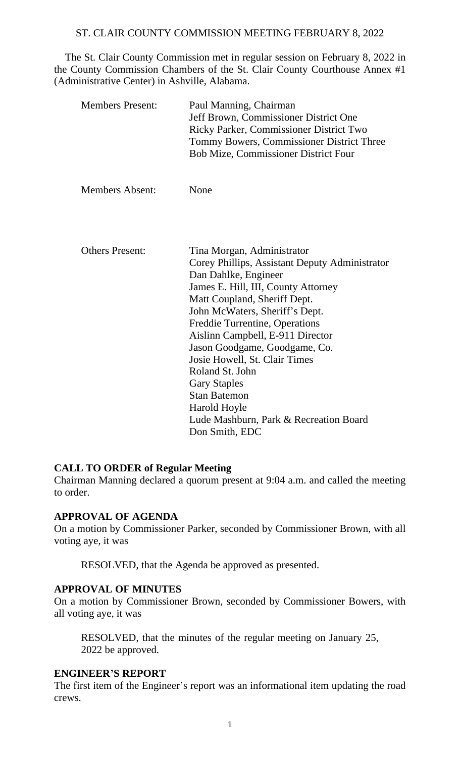# ST. CLAIR COUNTY COMMISSION MEETING FEBRUARY 8, 2022

The St. Clair County Commission met in regular session on February 8, 2022 in the County Commission Chambers of the St. Clair County Courthouse Annex #1 (Administrative Center) in Ashville, Alabama.

| | |
|---|---|
| Members Present: | Paul Manning, Chairman<br>Jeff Brown, Commissioner District One<br>Ricky Parker, Commissioner District Two<br>Tommy Bowers, Commissioner District Three<br>Bob Mize, Commissioner District Four |
| Members Absent: | None |
| Others Present: | Tina Morgan, Administrator<br>Corey Phillips, Assistant Deputy Administrator<br>Dan Dahlke, Engineer<br>James E. Hill, III, County Attorney<br>Matt Coupland, Sheriff Dept.<br>John McWaters, Sheriff's Dept.<br>Freddie Turrentine, Operations<br>Aislinn Campbell, E-911 Director<br>Jason Goodgame, Goodgame, Co.<br>Josie Howell, St. Clair Times<br>Roland St. John<br>Gary Staples<br>Stan Batemon<br>Harold Hoyle<br>Lude Mashburn, Park & Recreation Board<br>Don Smith, EDC |

**CALL TO ORDER of Regular Meeting**

Chairman Manning declared a quorum present at 9:04 a.m. and called the meeting to order.

**APPROVAL OF AGENDA**

On a motion by Commissioner Parker, seconded by Commissioner Brown, with all voting aye, it was

RESOLVED, that the Agenda be approved as presented.

**APPROVAL OF MINUTES**

On a motion by Commissioner Brown, seconded by Commissioner Bowers, with all voting aye, it was

RESOLVED, that the minutes of the regular meeting on January 25, 2022 be approved.

**ENGINEER'S REPORT**

The first item of the Engineer's report was an informational item updating the road crews.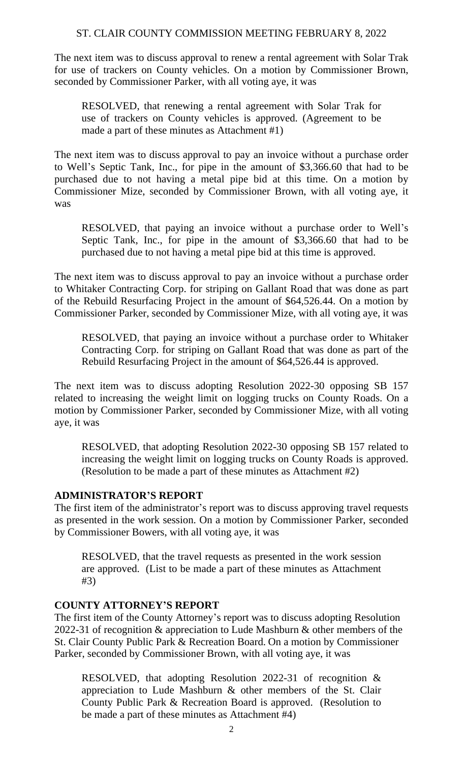The next item was to discuss approval to renew a rental agreement with Solar Trak for use of trackers on County vehicles. On a motion by Commissioner Brown, seconded by Commissioner Parker, with all voting aye, it was

> RESOLVED, that renewing a rental agreement with Solar Trak for use of trackers on County vehicles is approved. (Agreement to be made a part of these minutes as Attachment #1)

The next item was to discuss approval to pay an invoice without a purchase order to Well's Septic Tank, Inc., for pipe in the amount of $3,366.60 that had to be purchased due to not having a metal pipe bid at this time. On a motion by Commissioner Mize, seconded by Commissioner Brown, with all voting aye, it was

> RESOLVED, that paying an invoice without a purchase order to Well's Septic Tank, Inc., for pipe in the amount of $3,366.60 that had to be purchased due to not having a metal pipe bid at this time is approved.

The next item was to discuss approval to pay an invoice without a purchase order to Whitaker Contracting Corp. for striping on Gallant Road that was done as part of the Rebuild Resurfacing Project in the amount of $64,526.44. On a motion by Commissioner Parker, seconded by Commissioner Mize, with all voting aye, it was

> RESOLVED, that paying an invoice without a purchase order to Whitaker Contracting Corp. for striping on Gallant Road that was done as part of the Rebuild Resurfacing Project in the amount of $64,526.44 is approved.

The next item was to discuss adopting Resolution 2022-30 opposing SB 157 related to increasing the weight limit on logging trucks on County Roads. On a motion by Commissioner Parker, seconded by Commissioner Mize, with all voting aye, it was

> RESOLVED, that adopting Resolution 2022-30 opposing SB 157 related to increasing the weight limit on logging trucks on County Roads is approved. (Resolution to be made a part of these minutes as Attachment #2)

**ADMINISTRATOR'S REPORT**

The first item of the administrator's report was to discuss approving travel requests as presented in the work session. On a motion by Commissioner Parker, seconded by Commissioner Bowers, with all voting aye, it was

> RESOLVED, that the travel requests as presented in the work session are approved. (List to be made a part of these minutes as Attachment #3)

**COUNTY ATTORNEY'S REPORT**

The first item of the County Attorney's report was to discuss adopting Resolution 2022-31 of recognition & appreciation to Lude Mashburn & other members of the St. Clair County Public Park & Recreation Board. On a motion by Commissioner Parker, seconded by Commissioner Brown, with all voting aye, it was

> RESOLVED, that adopting Resolution 2022-31 of recognition & appreciation to Lude Mashburn & other members of the St. Clair County Public Park & Recreation Board is approved. (Resolution to be made a part of these minutes as Attachment #4)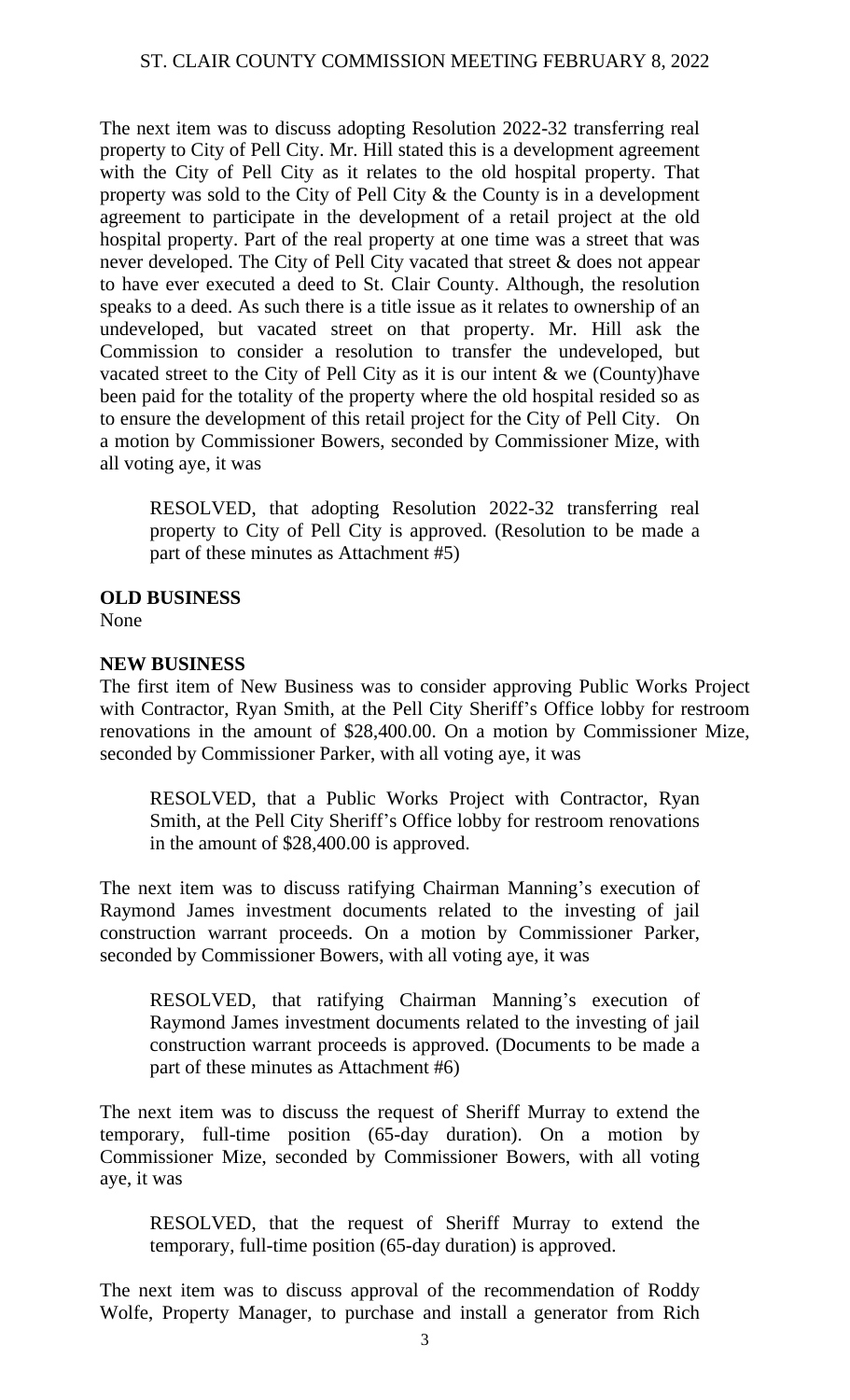The next item was to discuss adopting Resolution 2022-32 transferring real property to City of Pell City. Mr. Hill stated this is a development agreement with the City of Pell City as it relates to the old hospital property. That property was sold to the City of Pell City & the County is in a development agreement to participate in the development of a retail project at the old hospital property. Part of the real property at one time was a street that was never developed. The City of Pell City vacated that street & does not appear to have ever executed a deed to St. Clair County. Although, the resolution speaks to a deed. As such there is a title issue as it relates to ownership of an undeveloped, but vacated street on that property. Mr. Hill ask the Commission to consider a resolution to transfer the undeveloped, but vacated street to the City of Pell City as it is our intent & we (County)have been paid for the totality of the property where the old hospital resided so as to ensure the development of this retail project for the City of Pell City. On a motion by Commissioner Bowers, seconded by Commissioner Mize, with all voting aye, it was

> RESOLVED, that adopting Resolution 2022-32 transferring real property to City of Pell City is approved. (Resolution to be made a part of these minutes as Attachment #5)

**OLD BUSINESS**

None

**NEW BUSINESS**

The first item of New Business was to consider approving Public Works Project with Contractor, Ryan Smith, at the Pell City Sheriff's Office lobby for restroom renovations in the amount of $28,400.00. On a motion by Commissioner Mize, seconded by Commissioner Parker, with all voting aye, it was

> RESOLVED, that a Public Works Project with Contractor, Ryan Smith, at the Pell City Sheriff's Office lobby for restroom renovations in the amount of $28,400.00 is approved.

The next item was to discuss ratifying Chairman Manning's execution of Raymond James investment documents related to the investing of jail construction warrant proceeds. On a motion by Commissioner Parker, seconded by Commissioner Bowers, with all voting aye, it was

> RESOLVED, that ratifying Chairman Manning's execution of Raymond James investment documents related to the investing of jail construction warrant proceeds is approved. (Documents to be made a part of these minutes as Attachment #6)

The next item was to discuss the request of Sheriff Murray to extend the temporary, full-time position (65-day duration). On a motion by Commissioner Mize, seconded by Commissioner Bowers, with all voting aye, it was

> RESOLVED, that the request of Sheriff Murray to extend the temporary, full-time position (65-day duration) is approved.

The next item was to discuss approval of the recommendation of Roddy Wolfe, Property Manager, to purchase and install a generator from Rich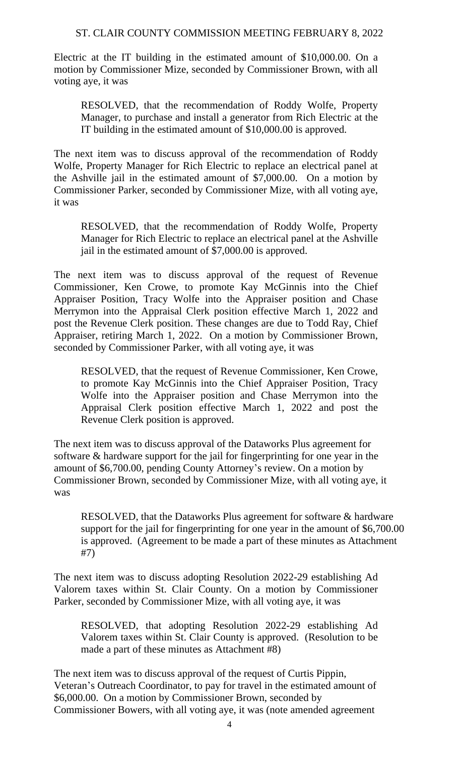Electric at the IT building in the estimated amount of $10,000.00. On a motion by Commissioner Mize, seconded by Commissioner Brown, with all voting aye, it was

> RESOLVED, that the recommendation of Roddy Wolfe, Property Manager, to purchase and install a generator from Rich Electric at the IT building in the estimated amount of $10,000.00 is approved.

The next item was to discuss approval of the recommendation of Roddy Wolfe, Property Manager for Rich Electric to replace an electrical panel at the Ashville jail in the estimated amount of $7,000.00. On a motion by Commissioner Parker, seconded by Commissioner Mize, with all voting aye, it was

> RESOLVED, that the recommendation of Roddy Wolfe, Property Manager for Rich Electric to replace an electrical panel at the Ashville jail in the estimated amount of $7,000.00 is approved.

The next item was to discuss approval of the request of Revenue Commissioner, Ken Crowe, to promote Kay McGinnis into the Chief Appraiser Position, Tracy Wolfe into the Appraiser position and Chase Merrymon into the Appraisal Clerk position effective March 1, 2022 and post the Revenue Clerk position. These changes are due to Todd Ray, Chief Appraiser, retiring March 1, 2022. On a motion by Commissioner Brown, seconded by Commissioner Parker, with all voting aye, it was

> RESOLVED, that the request of Revenue Commissioner, Ken Crowe, to promote Kay McGinnis into the Chief Appraiser Position, Tracy Wolfe into the Appraiser position and Chase Merrymon into the Appraisal Clerk position effective March 1, 2022 and post the Revenue Clerk position is approved.

The next item was to discuss approval of the Dataworks Plus agreement for software & hardware support for the jail for fingerprinting for one year in the amount of $6,700.00, pending County Attorney's review. On a motion by Commissioner Brown, seconded by Commissioner Mize, with all voting aye, it was

> RESOLVED, that the Dataworks Plus agreement for software & hardware support for the jail for fingerprinting for one year in the amount of $6,700.00 is approved. (Agreement to be made a part of these minutes as Attachment #7)

The next item was to discuss adopting Resolution 2022-29 establishing Ad Valorem taxes within St. Clair County. On a motion by Commissioner Parker, seconded by Commissioner Mize, with all voting aye, it was

> RESOLVED, that adopting Resolution 2022-29 establishing Ad Valorem taxes within St. Clair County is approved. (Resolution to be made a part of these minutes as Attachment #8)

The next item was to discuss approval of the request of Curtis Pippin, Veteran's Outreach Coordinator, to pay for travel in the estimated amount of $6,000.00. On a motion by Commissioner Brown, seconded by Commissioner Bowers, with all voting aye, it was (note amended agreement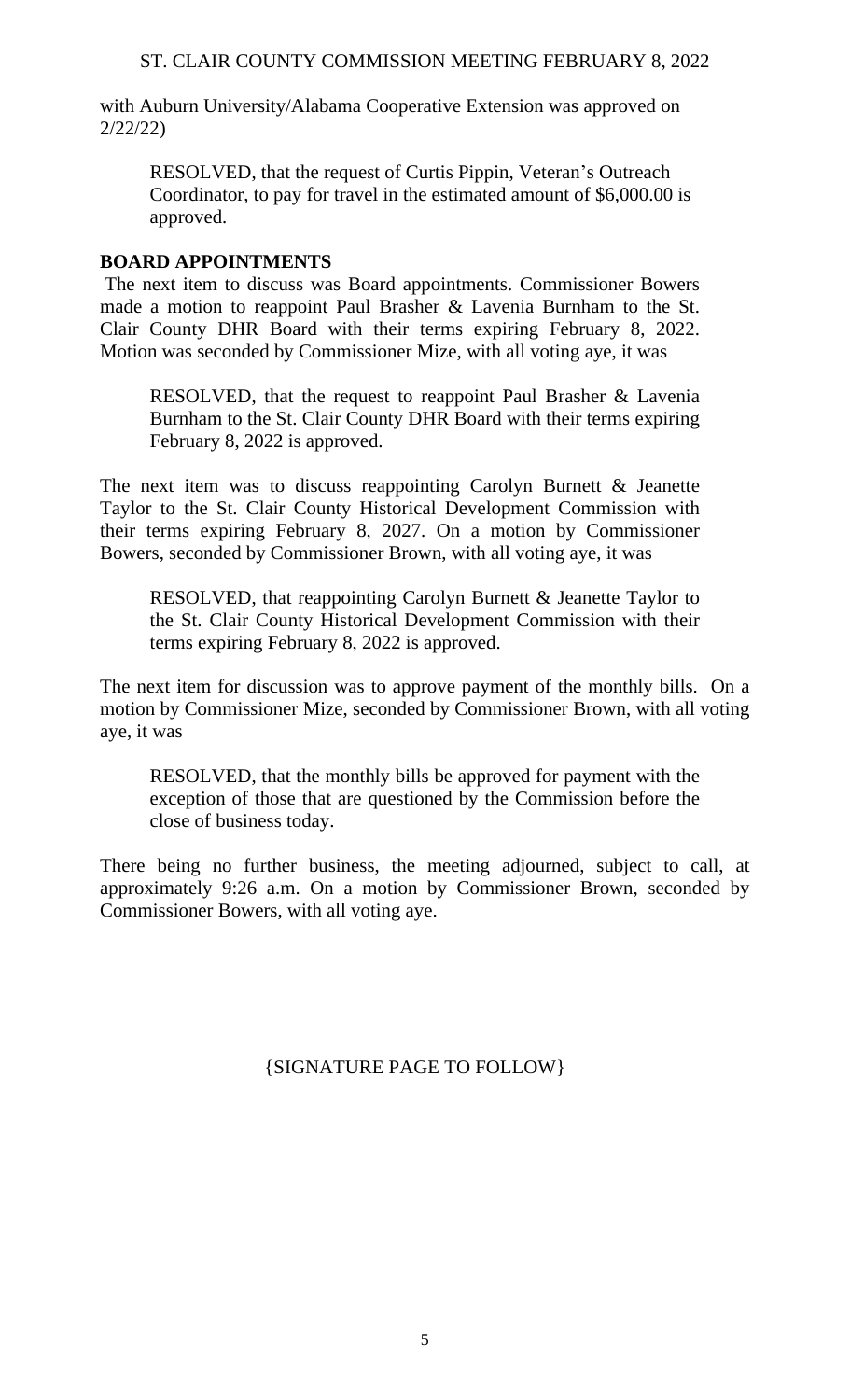with Auburn University/Alabama Cooperative Extension was approved on 2/22/22)

> RESOLVED, that the request of Curtis Pippin, Veteran's Outreach Coordinator, to pay for travel in the estimated amount of $6,000.00 is approved.

**BOARD APPOINTMENTS**

The next item to discuss was Board appointments. Commissioner Bowers made a motion to reappoint Paul Brasher & Lavenia Burnham to the St. Clair County DHR Board with their terms expiring February 8, 2022. Motion was seconded by Commissioner Mize, with all voting aye, it was

> RESOLVED, that the request to reappoint Paul Brasher & Lavenia Burnham to the St. Clair County DHR Board with their terms expiring February 8, 2022 is approved.

The next item was to discuss reappointing Carolyn Burnett & Jeanette Taylor to the St. Clair County Historical Development Commission with their terms expiring February 8, 2027. On a motion by Commissioner Bowers, seconded by Commissioner Brown, with all voting aye, it was

> RESOLVED, that reappointing Carolyn Burnett & Jeanette Taylor to the St. Clair County Historical Development Commission with their terms expiring February 8, 2022 is approved.

The next item for discussion was to approve payment of the monthly bills. On a motion by Commissioner Mize, seconded by Commissioner Brown, with all voting aye, it was

> RESOLVED, that the monthly bills be approved for payment with the exception of those that are questioned by the Commission before the close of business today.

There being no further business, the meeting adjourned, subject to call, at approximately 9:26 a.m. On a motion by Commissioner Brown, seconded by Commissioner Bowers, with all voting aye.

{SIGNATURE PAGE TO FOLLOW}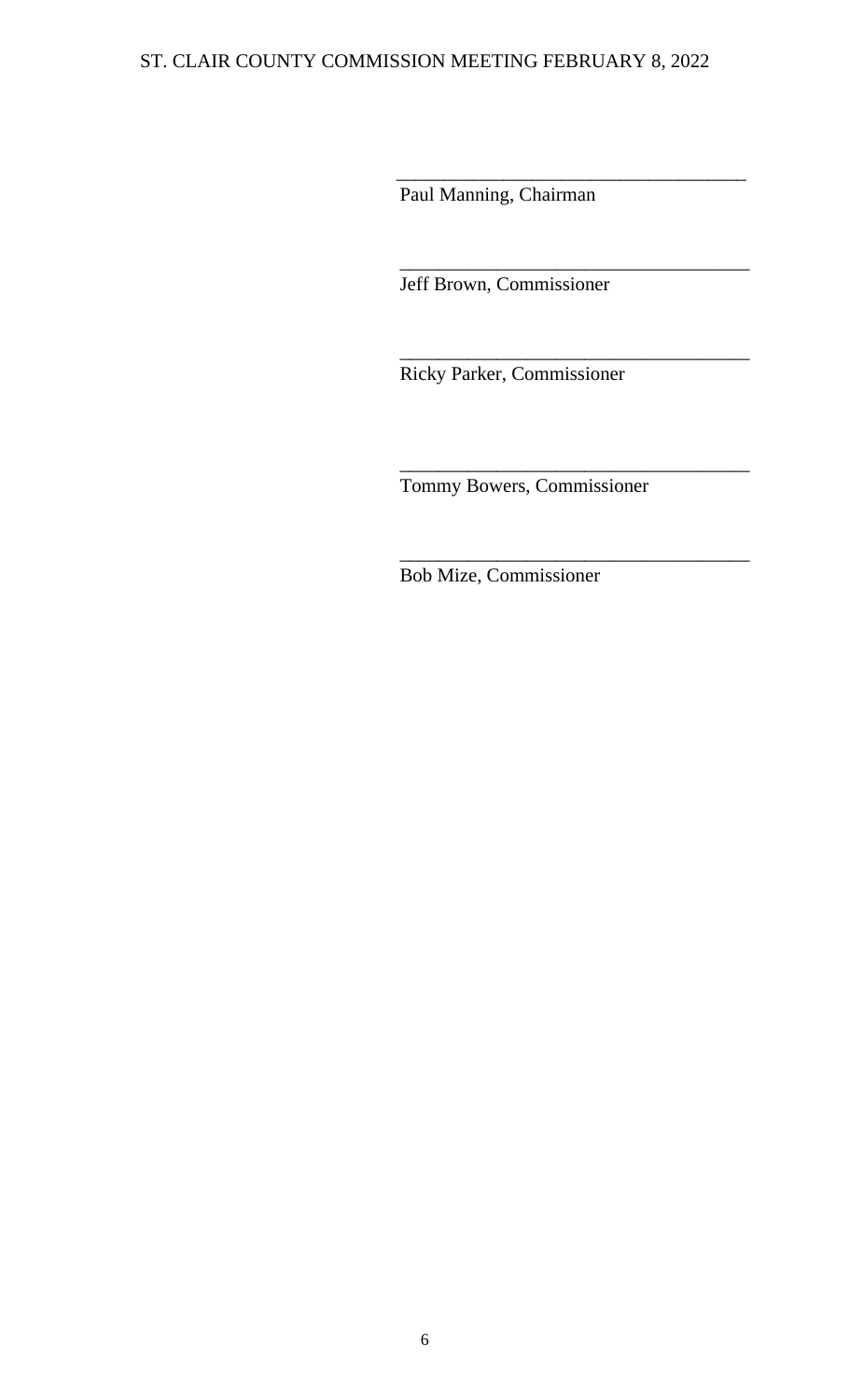\_\_\_\_\_\_\_\_\_\_\_\_\_\_\_\_\_\_\_\_\_\_\_\_\_\_\_\_\_\_\_\_\_\_\_\_

Paul Manning, Chairman

\_\_\_\_\_\_\_\_\_\_\_\_\_\_\_\_\_\_\_\_\_\_\_\_\_\_\_\_\_\_\_\_\_\_\_\_

Jeff Brown, Commissioner

\_\_\_\_\_\_\_\_\_\_\_\_\_\_\_\_\_\_\_\_\_\_\_\_\_\_\_\_\_\_\_\_\_\_\_\_

Ricky Parker, Commissioner

\_\_\_\_\_\_\_\_\_\_\_\_\_\_\_\_\_\_\_\_\_\_\_\_\_\_\_\_\_\_\_\_\_\_\_\_

Tommy Bowers, Commissioner

\_\_\_\_\_\_\_\_\_\_\_\_\_\_\_\_\_\_\_\_\_\_\_\_\_\_\_\_\_\_\_\_\_\_\_\_

Bob Mize, Commissioner